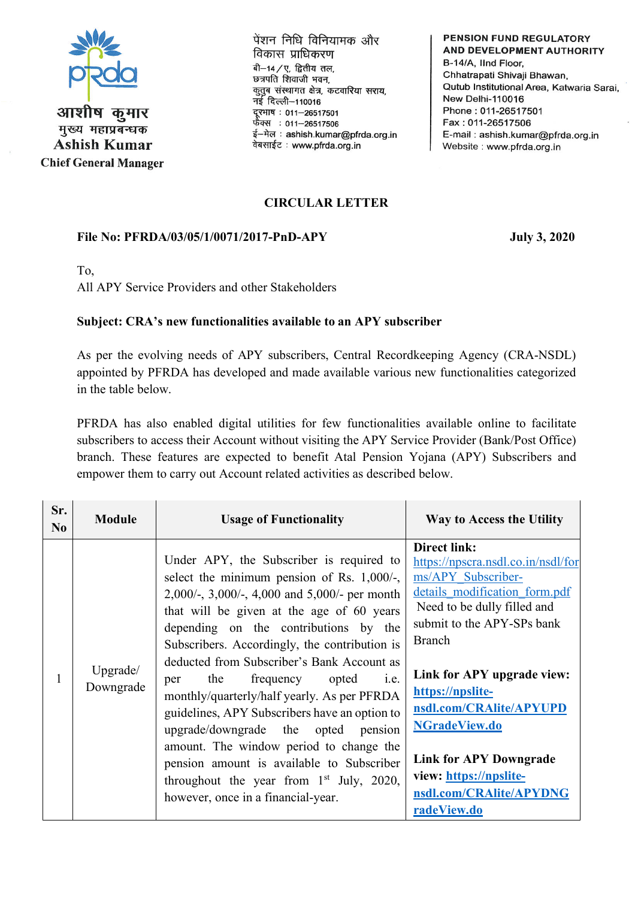आशीष कुमार
मुख्य महाप्रबन्धक
Ashish Kumar
Chief General Manager

पेंशन निधि विनियामक और विकास प्राधिकरण
बी–14/ए, द्वितीय तल,
छत्रपति शिवाजी भवन,
कुतुब संस्थागत क्षेत्र, कटवारिया सराय,
नई दिल्ली–110016
दूरभाष : 011–26517501
फैक्स : 011–26517506
ई–मेल : ashish.kumar@pfrda.org.in
वेबसाईट : www.pfrda.org.in

**PENSION FUND REGULATORY AND DEVELOPMENT AUTHORITY**
B-14/A, IInd Floor,
Chhatrapati Shivaji Bhawan,
Qutub Institutional Area, Katwaria Sarai,
New Delhi-110016
Phone : 011-26517501
Fax : 011-26517506
E-mail : ashish.kumar@pfrda.org.in
Website : www.pfrda.org.in

## CIRCULAR LETTER

**File No: PFRDA/03/05/1/0071/2017-PnD-APY** **July 3, 2020**

To,
All APY Service Providers and other Stakeholders

**Subject: CRA's new functionalities available to an APY subscriber**

As per the evolving needs of APY subscribers, Central Recordkeeping Agency (CRA-NSDL) appointed by PFRDA has developed and made available various new functionalities categorized in the table below.

PFRDA has also enabled digital utilities for few functionalities available online to facilitate subscribers to access their Account without visiting the APY Service Provider (Bank/Post Office) branch. These features are expected to benefit Atal Pension Yojana (APY) Subscribers and empower them to carry out Account related activities as described below.

| Sr. No | Module | Usage of Functionality | Way to Access the Utility |
|---|---|---|---|
| 1 | Upgrade/ Downgrade | Under APY, the Subscriber is required to select the minimum pension of Rs. 1,000/-, 2,000/-, 3,000/-, 4,000 and 5,000/- per month that will be given at the age of 60 years depending on the contributions by the Subscribers. Accordingly, the contribution is deducted from Subscriber's Bank Account as per the frequency opted i.e. monthly/quarterly/half yearly. As per PFRDA guidelines, APY Subscribers have an option to upgrade/downgrade the opted pension amount. The window period to change the pension amount is available to Subscriber throughout the year from 1st July, 2020, however, once in a financial-year. | **Direct link:** https://npscra.nsdl.co.in/nsdl/forms/APY_Subscriber-details_modification_form.pdf Need to be dully filled and submit to the APY-SPs bank Branch<br><br>**Link for APY upgrade view: https://npslite-nsdl.com/CRAlite/APYUPDNGradeView.do**<br><br>**Link for APY Downgrade view: https://npslite-nsdl.com/CRAlite/APYDNGradeView.do** |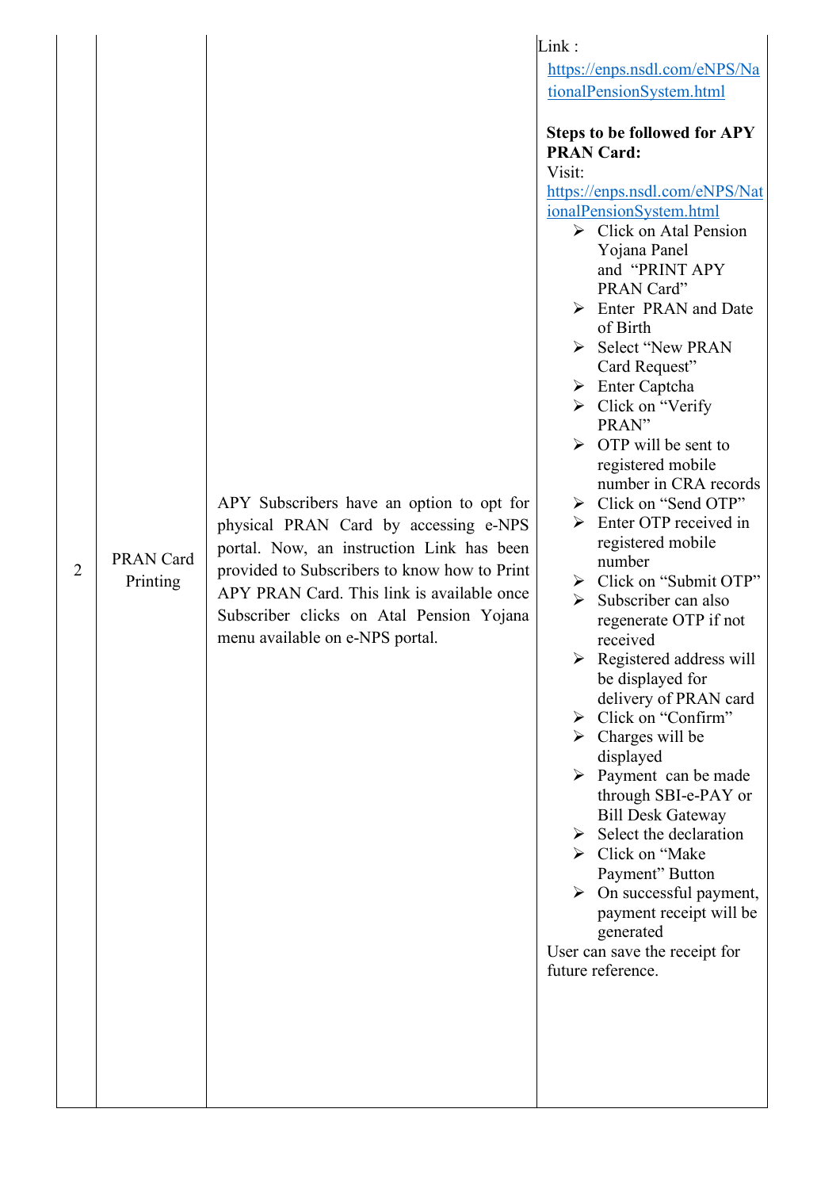| 2 | PRAN Card Printing | APY Subscribers have an option to opt for physical PRAN Card by accessing e-NPS portal. Now, an instruction Link has been provided to Subscribers to know how to Print APY PRAN Card. This link is available once Subscriber clicks on Atal Pension Yojana menu available on e-NPS portal. | Link : https://enps.nsdl.com/eNPS/NationalPensionSystem.html<br><br>**Steps to be followed for APY PRAN Card:**<br>Visit: https://enps.nsdl.com/eNPS/NationalPensionSystem.html<br>➢ Click on Atal Pension Yojana Panel and "PRINT APY PRAN Card"<br>➢ Enter PRAN and Date of Birth<br>➢ Select "New PRAN Card Request"<br>➢ Enter Captcha<br>➢ Click on "Verify PRAN"<br>➢ OTP will be sent to registered mobile number in CRA records<br>➢ Click on "Send OTP"<br>➢ Enter OTP received in registered mobile number<br>➢ Click on "Submit OTP"<br>➢ Subscriber can also regenerate OTP if not received<br>➢ Registered address will be displayed for delivery of PRAN card<br>➢ Click on "Confirm"<br>➢ Charges will be displayed<br>➢ Payment can be made through SBI-e-PAY or Bill Desk Gateway<br>➢ Select the declaration<br>➢ Click on "Make Payment" Button<br>➢ On successful payment, payment receipt will be generated<br>User can save the receipt for future reference. |
|---|---|---|---|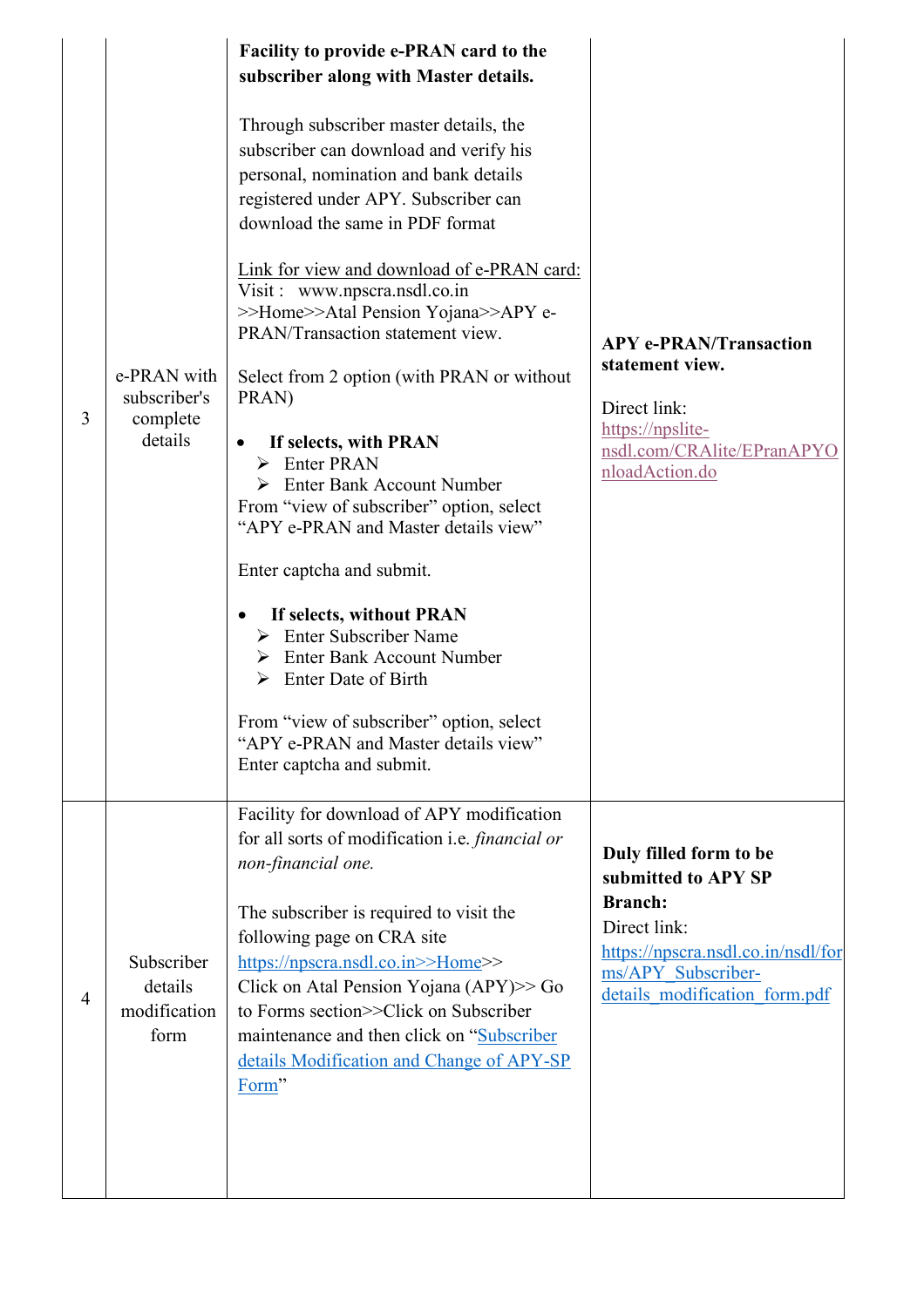| 3 | e-PRAN with subscriber's complete details | **Facility to provide e-PRAN card to the subscriber along with Master details.**<br><br>Through subscriber master details, the subscriber can download and verify his personal, nomination and bank details registered under APY. Subscriber can download the same in PDF format<br><br>Link for view and download of e-PRAN card:<br>Visit : www.npscra.nsdl.co.in >>Home>>Atal Pension Yojana>>APY e-PRAN/Transaction statement view.<br><br>Select from 2 option (with PRAN or without PRAN)<br><br>• **If selects, with PRAN**<br>➢ Enter PRAN<br>➢ Enter Bank Account Number<br>From "view of subscriber" option, select "APY e-PRAN and Master details view"<br><br>Enter captcha and submit.<br><br>• **If selects, without PRAN**<br>➢ Enter Subscriber Name<br>➢ Enter Bank Account Number<br>➢ Enter Date of Birth<br><br>From "view of subscriber" option, select "APY e-PRAN and Master details view"<br>Enter captcha and submit. | **APY e-PRAN/Transaction statement view.**<br><br>Direct link:<br>https://npslite-nsdl.com/CRAlite/EPranAPYOnloadAction.do |
|---|---|---|---|
| 4 | Subscriber details modification form | Facility for download of APY modification for all sorts of modification i.e. *financial or non-financial one.*<br><br>The subscriber is required to visit the following page on CRA site https://npscra.nsdl.co.in>>Home>> Click on Atal Pension Yojana (APY)>> Go to Forms section>>Click on Subscriber maintenance and then click on "Subscriber details Modification and Change of APY-SP Form" | **Duly filled form to be submitted to APY SP Branch:**<br>Direct link:<br>https://npscra.nsdl.co.in/nsdl/forms/APY_Subscriber-details_modification_form.pdf |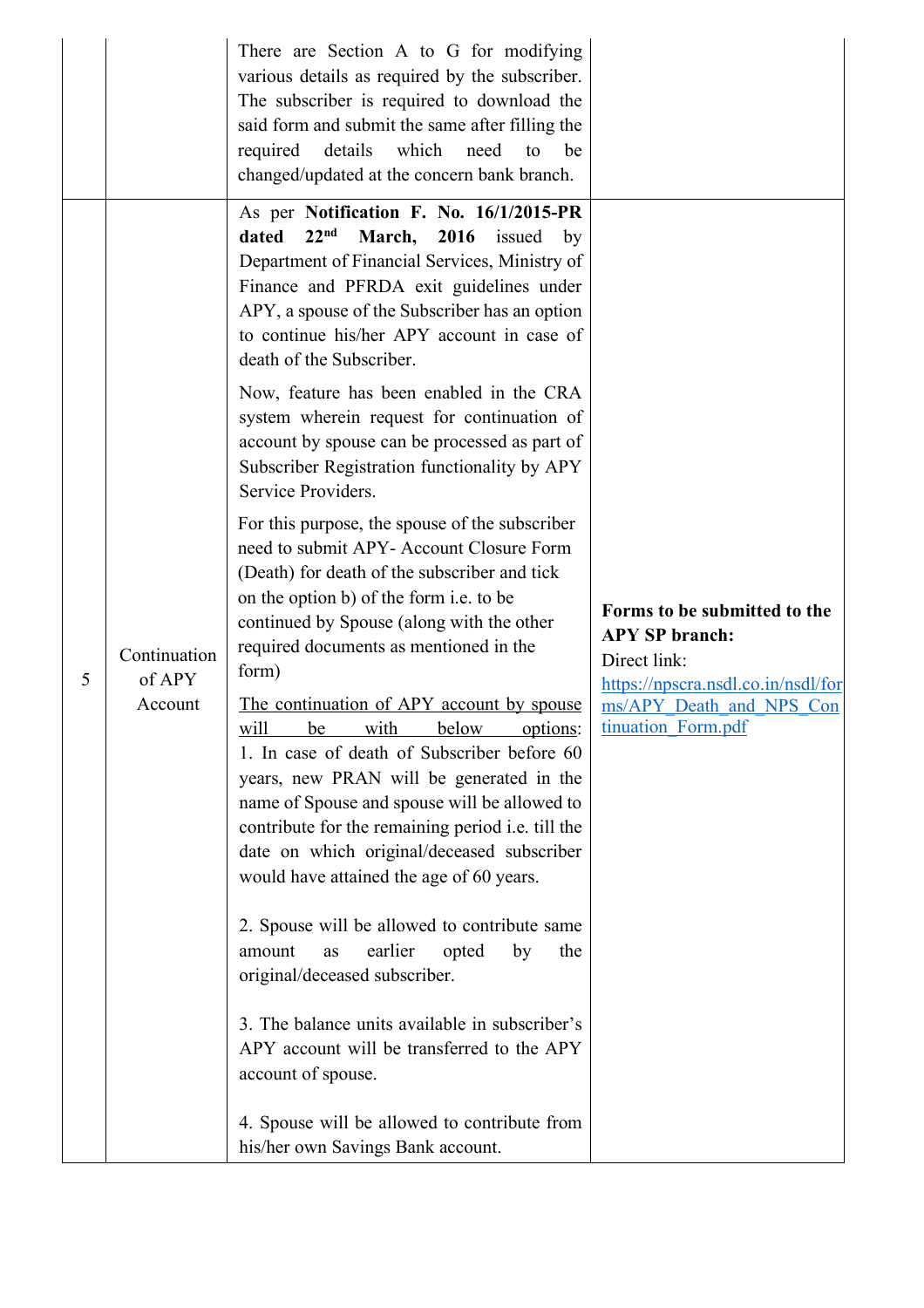| | | | |
|---|---|---|---|
| | | There are Section A to G for modifying various details as required by the subscriber. The subscriber is required to download the said form and submit the same after filling the required details which need to be changed/updated at the concern bank branch. | |
| 5 | Continuation of APY Account | As per **Notification F. No. 16/1/2015-PR dated 22nd March, 2016** issued by Department of Financial Services, Ministry of Finance and PFRDA exit guidelines under APY, a spouse of the Subscriber has an option to continue his/her APY account in case of death of the Subscriber.<br><br>Now, feature has been enabled in the CRA system wherein request for continuation of account by spouse can be processed as part of Subscriber Registration functionality by APY Service Providers.<br><br>For this purpose, the spouse of the subscriber need to submit APY- Account Closure Form (Death) for death of the subscriber and tick on the option b) of the form i.e. to be continued by Spouse (along with the other required documents as mentioned in the form)<br><br>The continuation of APY account by spouse will be with below options:<br>1. In case of death of Subscriber before 60 years, new PRAN will be generated in the name of Spouse and spouse will be allowed to contribute for the remaining period i.e. till the date on which original/deceased subscriber would have attained the age of 60 years.<br><br>2. Spouse will be allowed to contribute same amount as earlier opted by the original/deceased subscriber.<br><br>3. The balance units available in subscriber's APY account will be transferred to the APY account of spouse.<br><br>4. Spouse will be allowed to contribute from his/her own Savings Bank account. | **Forms to be submitted to the APY SP branch:**<br>Direct link:<br>https://npscra.nsdl.co.in/nsdl/forms/APY_Death_and_NPS_Continuation_Form.pdf |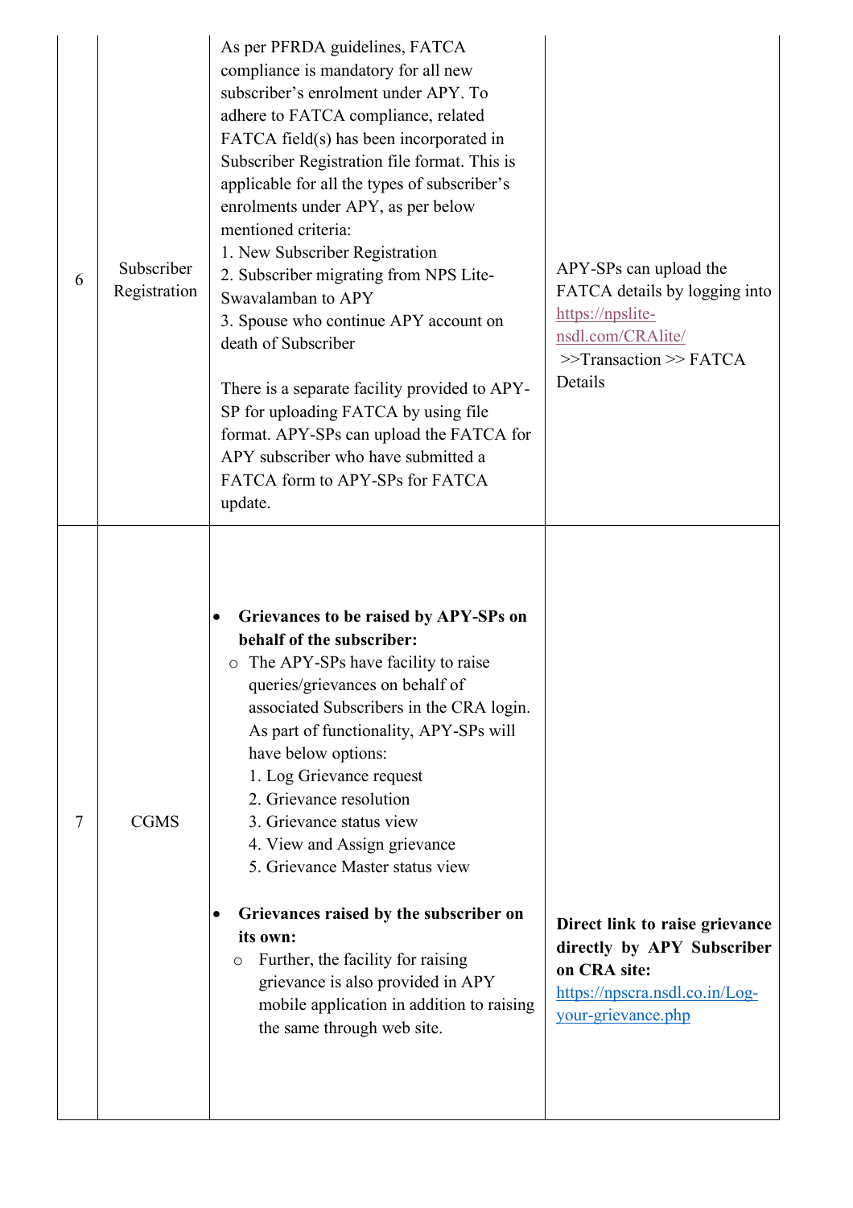| | | | |
|---|---|---|---|
| 6 | Subscriber Registration | As per PFRDA guidelines, FATCA compliance is mandatory for all new subscriber's enrolment under APY. To adhere to FATCA compliance, related FATCA field(s) has been incorporated in Subscriber Registration file format. This is applicable for all the types of subscriber's enrolments under APY, as per below mentioned criteria:<br>1. New Subscriber Registration<br>2. Subscriber migrating from NPS Lite-Swavalamban to APY<br>3. Spouse who continue APY account on death of Subscriber<br><br>There is a separate facility provided to APY-SP for uploading FATCA by using file format. APY-SPs can upload the FATCA for APY subscriber who have submitted a FATCA form to APY-SPs for FATCA update. | APY-SPs can upload the FATCA details by logging into https://npslite-nsdl.com/CRAlite/ >>Transaction >> FATCA Details |
| 7 | CGMS | • **Grievances to be raised by APY-SPs on behalf of the subscriber:**<br>&nbsp;&nbsp;○ The APY-SPs have facility to raise queries/grievances on behalf of associated Subscribers in the CRA login. As part of functionality, APY-SPs will have below options:<br>&nbsp;&nbsp;&nbsp;&nbsp;1. Log Grievance request<br>&nbsp;&nbsp;&nbsp;&nbsp;2. Grievance resolution<br>&nbsp;&nbsp;&nbsp;&nbsp;3. Grievance status view<br>&nbsp;&nbsp;&nbsp;&nbsp;4. View and Assign grievance<br>&nbsp;&nbsp;&nbsp;&nbsp;5. Grievance Master status view<br><br>• **Grievances raised by the subscriber on its own:**<br>&nbsp;&nbsp;○ Further, the facility for raising grievance is also provided in APY mobile application in addition to raising the same through web site. | **Direct link to raise grievance directly by APY Subscriber on CRA site:** https://npscra.nsdl.co.in/Log-your-grievance.php |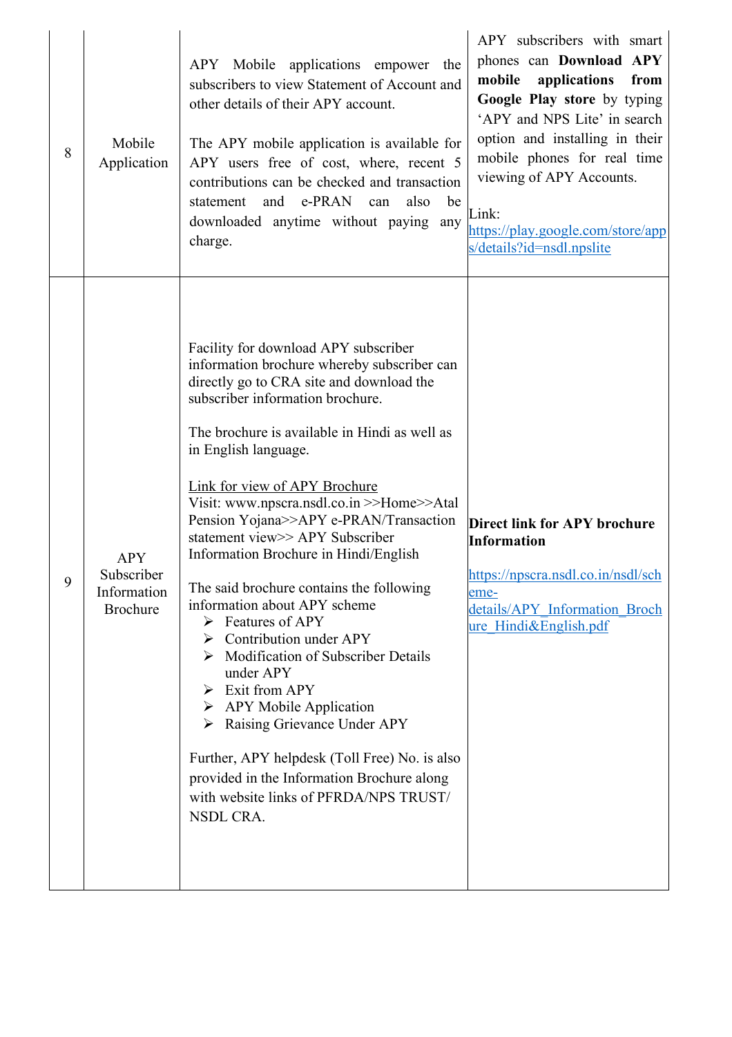| 8 | Mobile Application | APY Mobile applications empower the subscribers to view Statement of Account and other details of their APY account.<br><br>The APY mobile application is available for APY users free of cost, where, recent 5 contributions can be checked and transaction statement and e-PRAN can also be downloaded anytime without paying any charge. | APY subscribers with smart phones can **Download APY mobile applications from Google Play store** by typing 'APY and NPS Lite' in search option and installing in their mobile phones for real time viewing of APY Accounts.<br><br>Link:<br>https://play.google.com/store/apps/details?id=nsdl.npslite |
|---|---|---|---|
| 9 | APY Subscriber Information Brochure | Facility for download APY subscriber information brochure whereby subscriber can directly go to CRA site and download the subscriber information brochure.<br><br>The brochure is available in Hindi as well as in English language.<br><br>Link for view of APY Brochure<br>Visit: www.npscra.nsdl.co.in >>Home>>Atal Pension Yojana>>APY e-PRAN/Transaction statement view>> APY Subscriber Information Brochure in Hindi/English<br><br>The said brochure contains the following information about APY scheme<br>➢ Features of APY<br>➢ Contribution under APY<br>➢ Modification of Subscriber Details under APY<br>➢ Exit from APY<br>➢ APY Mobile Application<br>➢ Raising Grievance Under APY<br><br>Further, APY helpdesk (Toll Free) No. is also provided in the Information Brochure along with website links of PFRDA/NPS TRUST/ NSDL CRA. | **Direct link for APY brochure Information**<br><br>https://npscra.nsdl.co.in/nsdl/scheme-details/APY_Information_Brochure_Hindi&English.pdf |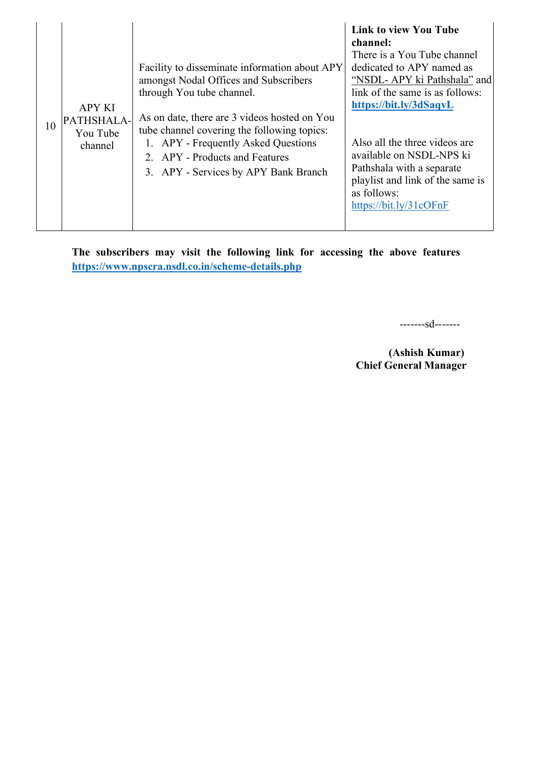| | | | |
|---|---|---|---|
| 10 | APY KI PATHSHALA- You Tube channel | Facility to disseminate information about APY amongst Nodal Offices and Subscribers through You tube channel.<br><br>As on date, there are 3 videos hosted on You tube channel covering the following topics:<br>1. APY - Frequently Asked Questions<br>2. APY - Products and Features<br>3. APY - Services by APY Bank Branch | **Link to view You Tube channel:**<br>There is a You Tube channel dedicated to APY named as "NSDL- APY ki Pathshala" and link of the same is as follows: **https://bit.ly/3dSaqvL**<br><br>Also all the three videos are available on NSDL-NPS ki Pathshala with a separate playlist and link of the same is as follows: https://bit.ly/31cOFnF |

**The subscribers may visit the following link for accessing the above features https://www.npscra.nsdl.co.in/scheme-details.php**

-------sd-------

**(Ashish Kumar)**
**Chief General Manager**